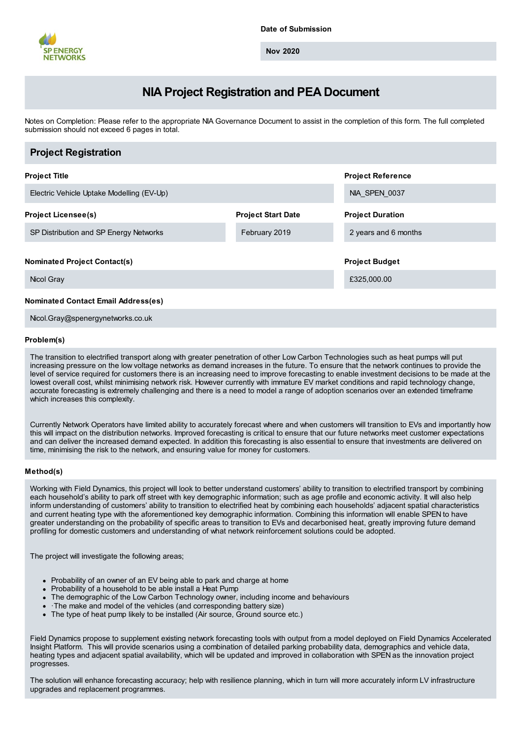**Date of Submission**

Nov 2020

# NIA Project Registration and PEA Document

Notes on Completion: Please refer to the appropriate NIA Governance Document to assist in the completion of this form. The full completed submission should not exceed 6 pages in total.

## Project Registration

**Project Title**

Electric Vehicle Uptake Modelling (EV-Up)

**Project Reference**

NIA_SPEN_0037

**Project Licensee(s)**

SP Distribution and SP Energy Networks

**Project Start Date**

February 2019

**Project Duration**

2 years and 6 months

**Nominated Project Contact(s)**

Nicol Gray

**Project Budget**

£325,000.00

**Nominated Contact Email Address(es)**

Nicol.Gray@spenergynetworks.co.uk

**Problem(s)**

The transition to electrified transport along with greater penetration of other Low Carbon Technologies such as heat pumps will put increasing pressure on the low voltage networks as demand increases in the future. To ensure that the network continues to provide the level of service required for customers there is an increasing need to improve forecasting to enable investment decisions to be made at the lowest overall cost, whilst minimising network risk. However currently with immature EV market conditions and rapid technology change, accurate forecasting is extremely challenging and there is a need to model a range of adoption scenarios over an extended timeframe which increases this complexity.

Currently Network Operators have limited ability to accurately forecast where and when customers will transition to EVs and importantly how this will impact on the distribution networks. Improved forecasting is critical to ensure that our future networks meet customer expectations and can deliver the increased demand expected. In addition this forecasting is also essential to ensure that investments are delivered on time, minimising the risk to the network, and ensuring value for money for customers.

**Method(s)**

Working with Field Dynamics, this project will look to better understand customers' ability to transition to electrified transport by combining each household's ability to park off street with key demographic information; such as age profile and economic activity. It will also help inform understanding of customers' ability to transition to electrified heat by combining each households' adjacent spatial characteristics and current heating type with the aforementioned key demographic information. Combining this information will enable SPEN to have greater understanding on the probability of specific areas to transition to EVs and decarbonised heat, greatly improving future demand profiling for domestic customers and understanding of what network reinforcement solutions could be adopted.

The project will investigate the following areas;

- Probability of an owner of an EV being able to park and charge at home
- Probability of a household to be able install a Heat Pump
- The demographic of the Low Carbon Technology owner, including income and behaviours
- ·The make and model of the vehicles (and corresponding battery size)
- The type of heat pump likely to be installed (Air source, Ground source etc.)

Field Dynamics propose to supplement existing network forecasting tools with output from a model deployed on Field Dynamics Accelerated Insight Platform. This will provide scenarios using a combination of detailed parking probability data, demographics and vehicle data, heating types and adjacent spatial availability, which will be updated and improved in collaboration with SPEN as the innovation project progresses.

The solution will enhance forecasting accuracy; help with resilience planning, which in turn will more accurately inform LV infrastructure upgrades and replacement programmes.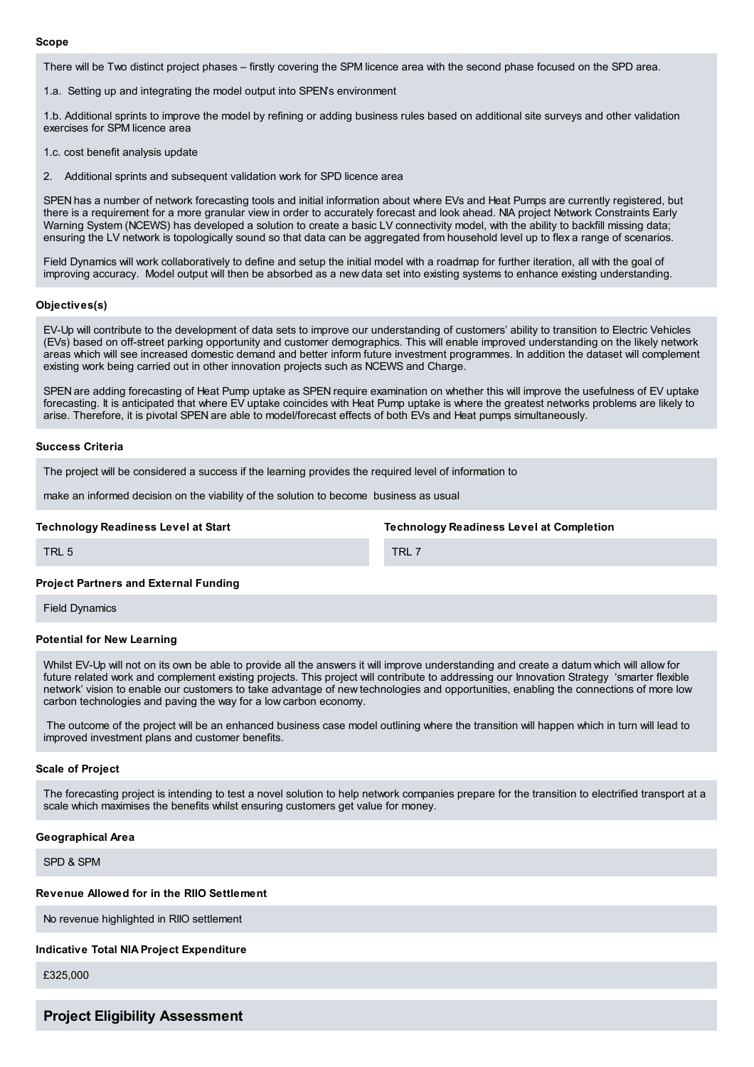#### Scope

There will be Two distinct project phases – firstly covering the SPM licence area with the second phase focused on the SPD area.

1.a. Setting up and integrating the model output into SPEN's environment

1.b. Additional sprints to improve the model by refining or adding business rules based on additional site surveys and other validation exercises for SPM licence area

1.c. cost benefit analysis update

2. Additional sprints and subsequent validation work for SPD licence area

SPEN has a number of network forecasting tools and initial information about where EVs and Heat Pumps are currently registered, but there is a requirement for a more granular view in order to accurately forecast and look ahead. NIA project Network Constraints Early Warning System (NCEWS) has developed a solution to create a basic LV connectivity model, with the ability to backfill missing data; ensuring the LV network is topologically sound so that data can be aggregated from household level up to flex a range of scenarios.

Field Dynamics will work collaboratively to define and setup the initial model with a roadmap for further iteration, all with the goal of improving accuracy. Model output will then be absorbed as a new data set into existing systems to enhance existing understanding.

#### Objectives(s)

EV-Up will contribute to the development of data sets to improve our understanding of customers' ability to transition to Electric Vehicles (EVs) based on off-street parking opportunity and customer demographics. This will enable improved understanding on the likely network areas which will see increased domestic demand and better inform future investment programmes. In addition the dataset will complement existing work being carried out in other innovation projects such as NCEWS and Charge.

SPEN are adding forecasting of Heat Pump uptake as SPEN require examination on whether this will improve the usefulness of EV uptake forecasting. It is anticipated that where EV uptake coincides with Heat Pump uptake is where the greatest networks problems are likely to arise. Therefore, it is pivotal SPEN are able to model/forecast effects of both EVs and Heat pumps simultaneously.

#### Success Criteria

The project will be considered a success if the learning provides the required level of information to

make an informed decision on the viability of the solution to become business as usual

#### Technology Readiness Level at Start

TRL 5

#### Technology Readiness Level at Completion

TRL 7

#### Project Partners and External Funding

Field Dynamics

#### Potential for New Learning

Whilst EV-Up will not on its own be able to provide all the answers it will improve understanding and create a datum which will allow for future related work and complement existing projects. This project will contribute to addressing our Innovation Strategy 'smarter flexible network' vision to enable our customers to take advantage of new technologies and opportunities, enabling the connections of more low carbon technologies and paving the way for a low carbon economy.

The outcome of the project will be an enhanced business case model outlining where the transition will happen which in turn will lead to improved investment plans and customer benefits.

#### Scale of Project

The forecasting project is intending to test a novel solution to help network companies prepare for the transition to electrified transport at a scale which maximises the benefits whilst ensuring customers get value for money.

#### Geographical Area

SPD & SPM

#### Revenue Allowed for in the RIIO Settlement

No revenue highlighted in RIIO settlement

#### Indicative Total NIA Project Expenditure

£325,000

## Project Eligibility Assessment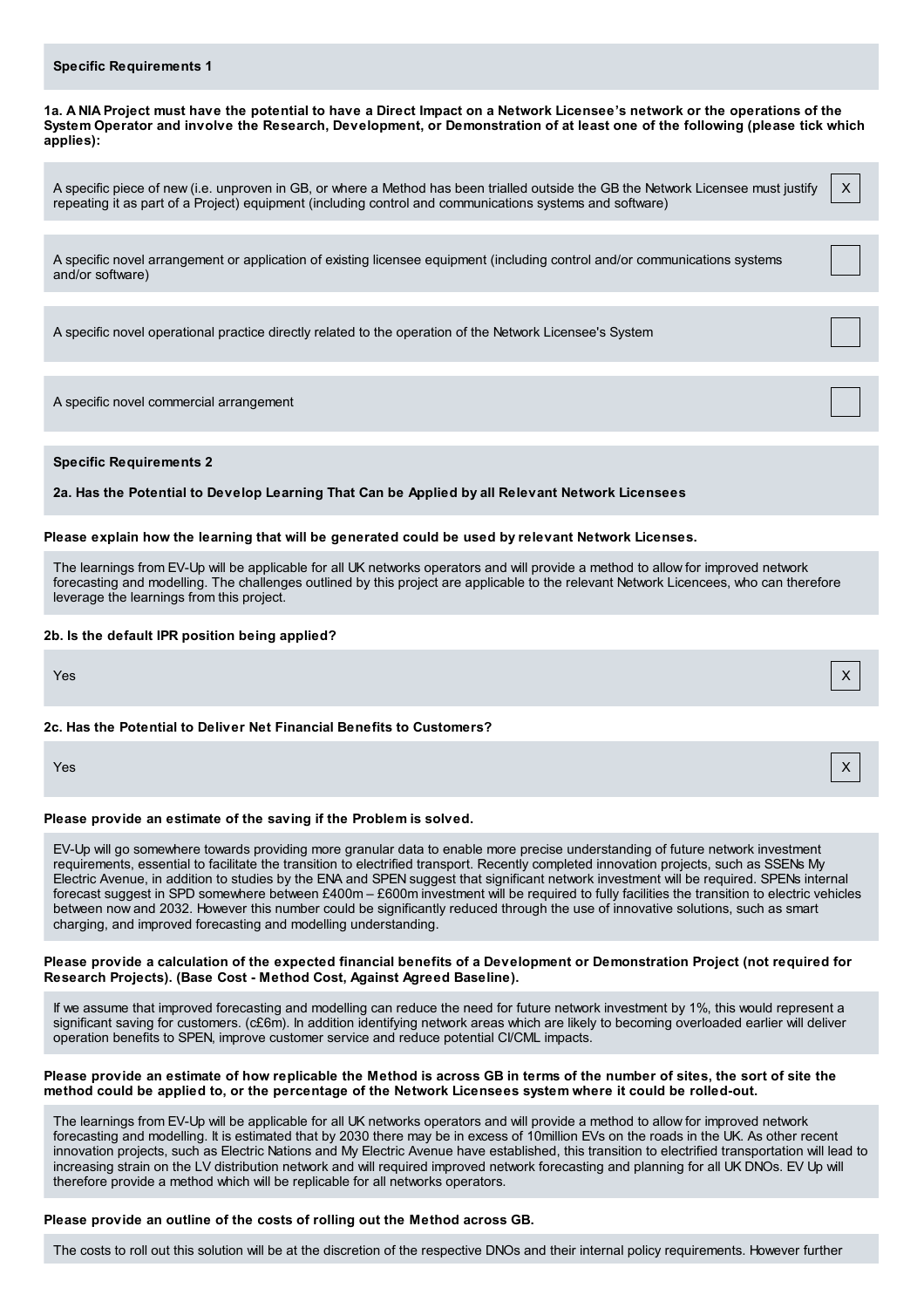### Specific Requirements 1

**1a. A NIA Project must have the potential to have a Direct Impact on a Network Licensee's network or the operations of the System Operator and involve the Research, Development, or Demonstration of at least one of the following (please tick which applies):**

A specific piece of new (i.e. unproven in GB, or where a Method has been trialled outside the GB the Network Licensee must justify repeating it as part of a Project) equipment (including control and communications systems and software) — X

A specific novel arrangement or application of existing licensee equipment (including control and/or communications systems and/or software)

A specific novel operational practice directly related to the operation of the Network Licensee's System

A specific novel commercial arrangement

### Specific Requirements 2

**2a. Has the Potential to Develop Learning That Can be Applied by all Relevant Network Licensees**

**Please explain how the learning that will be generated could be used by relevant Network Licenses.**

The learnings from EV-Up will be applicable for all UK networks operators and will provide a method to allow for improved network forecasting and modelling. The challenges outlined by this project are applicable to the relevant Network Licencees, who can therefore leverage the learnings from this project.

**2b. Is the default IPR position being applied?**

Yes — X

**2c. Has the Potential to Deliver Net Financial Benefits to Customers?**

Yes — X

**Please provide an estimate of the saving if the Problem is solved.**

EV-Up will go somewhere towards providing more granular data to enable more precise understanding of future network investment requirements, essential to facilitate the transition to electrified transport. Recently completed innovation projects, such as SSENs My Electric Avenue, in addition to studies by the ENA and SPEN suggest that significant network investment will be required. SPENs internal forecast suggest in SPD somewhere between £400m – £600m investment will be required to fully facilities the transition to electric vehicles between now and 2032. However this number could be significantly reduced through the use of innovative solutions, such as smart charging, and improved forecasting and modelling understanding.

**Please provide a calculation of the expected financial benefits of a Development or Demonstration Project (not required for Research Projects). (Base Cost - Method Cost, Against Agreed Baseline).**

If we assume that improved forecasting and modelling can reduce the need for future network investment by 1%, this would represent a significant saving for customers. (c£6m). In addition identifying network areas which are likely to becoming overloaded earlier will deliver operation benefits to SPEN, improve customer service and reduce potential CI/CML impacts.

**Please provide an estimate of how replicable the Method is across GB in terms of the number of sites, the sort of site the method could be applied to, or the percentage of the Network Licensees system where it could be rolled-out.**

The learnings from EV-Up will be applicable for all UK networks operators and will provide a method to allow for improved network forecasting and modelling. It is estimated that by 2030 there may be in excess of 10million EVs on the roads in the UK. As other recent innovation projects, such as Electric Nations and My Electric Avenue have established, this transition to electrified transportation will lead to increasing strain on the LV distribution network and will required improved network forecasting and planning for all UK DNOs. EV Up will therefore provide a method which will be replicable for all networks operators.

**Please provide an outline of the costs of rolling out the Method across GB.**

The costs to roll out this solution will be at the discretion of the respective DNOs and their internal policy requirements. However further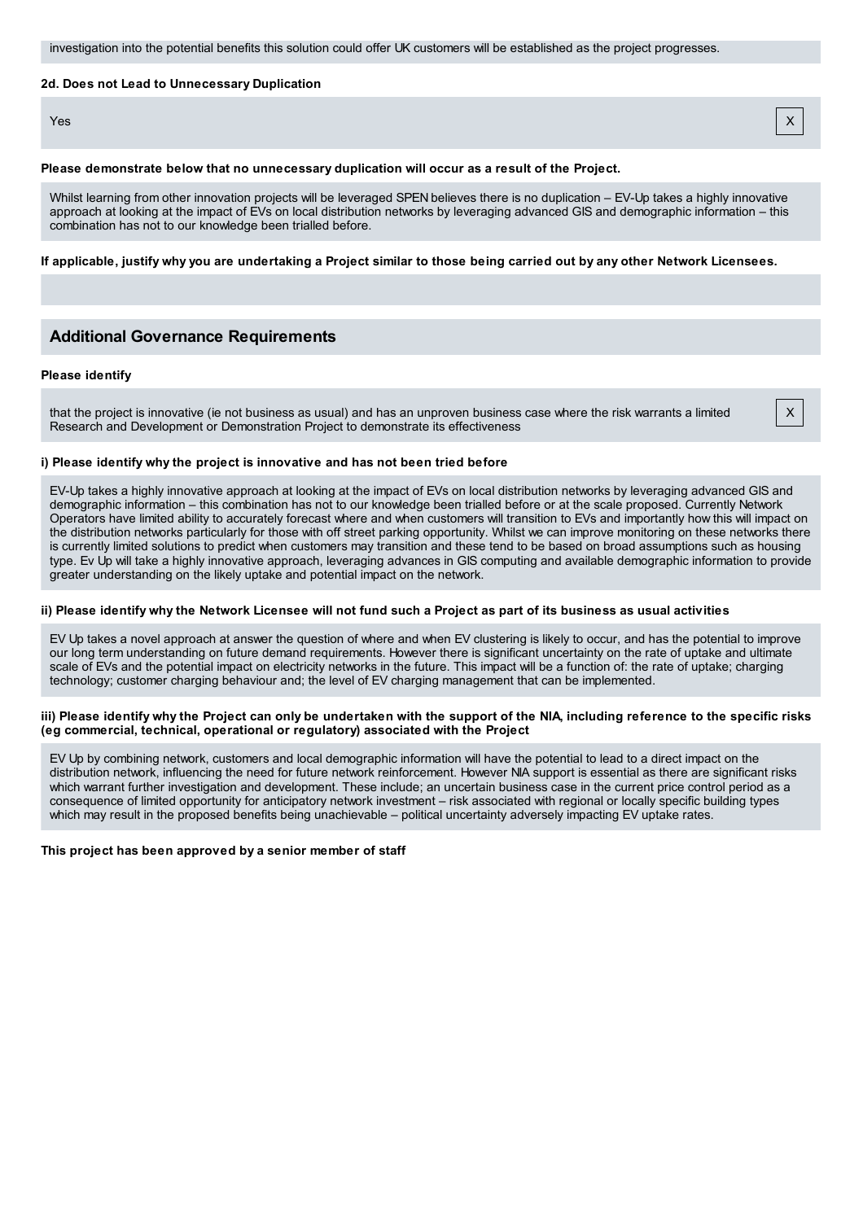investigation into the potential benefits this solution could offer UK customers will be established as the project progresses.

**2d. Does not Lead to Unnecessary Duplication**

Yes X

**Please demonstrate below that no unnecessary duplication will occur as a result of the Project.**

Whilst learning from other innovation projects will be leveraged SPEN believes there is no duplication – EV-Up takes a highly innovative approach at looking at the impact of EVs on local distribution networks by leveraging advanced GIS and demographic information – this combination has not to our knowledge been trialled before.

**If applicable, justify why you are undertaking a Project similar to those being carried out by any other Network Licensees.**

## Additional Governance Requirements

**Please identify**

that the project is innovative (ie not business as usual) and has an unproven business case where the risk warrants a limited Research and Development or Demonstration Project to demonstrate its effectiveness X

**i) Please identify why the project is innovative and has not been tried before**

EV-Up takes a highly innovative approach at looking at the impact of EVs on local distribution networks by leveraging advanced GIS and demographic information – this combination has not to our knowledge been trialled before or at the scale proposed. Currently Network Operators have limited ability to accurately forecast where and when customers will transition to EVs and importantly how this will impact on the distribution networks particularly for those with off street parking opportunity. Whilst we can improve monitoring on these networks there is currently limited solutions to predict when customers may transition and these tend to be based on broad assumptions such as housing type. Ev Up will take a highly innovative approach, leveraging advances in GIS computing and available demographic information to provide greater understanding on the likely uptake and potential impact on the network.

**ii) Please identify why the Network Licensee will not fund such a Project as part of its business as usual activities**

EV Up takes a novel approach at answer the question of where and when EV clustering is likely to occur, and has the potential to improve our long term understanding on future demand requirements. However there is significant uncertainty on the rate of uptake and ultimate scale of EVs and the potential impact on electricity networks in the future. This impact will be a function of: the rate of uptake; charging technology; customer charging behaviour and; the level of EV charging management that can be implemented.

**iii) Please identify why the Project can only be undertaken with the support of the NIA, including reference to the specific risks (eg commercial, technical, operational or regulatory) associated with the Project**

EV Up by combining network, customers and local demographic information will have the potential to lead to a direct impact on the distribution network, influencing the need for future network reinforcement. However NIA support is essential as there are significant risks which warrant further investigation and development. These include; an uncertain business case in the current price control period as a consequence of limited opportunity for anticipatory network investment – risk associated with regional or locally specific building types which may result in the proposed benefits being unachievable – political uncertainty adversely impacting EV uptake rates.

**This project has been approved by a senior member of staff**